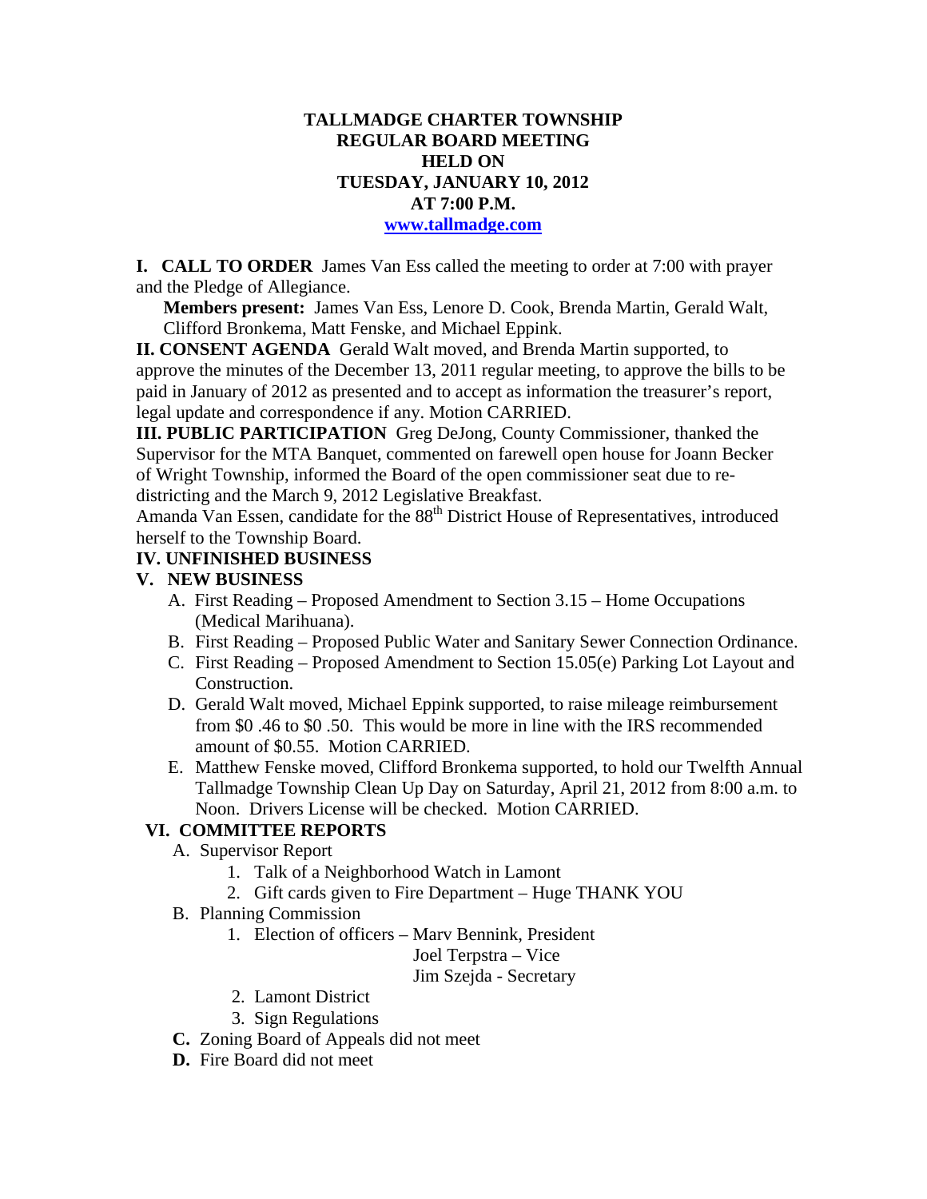# TALLMADGE CHARTER TOWNSHIP
## REGULAR BOARD MEETING
## HELD ON
## TUESDAY, JANUARY 10, 2012
## AT 7:00 P.M.

www.tallmadge.com

**I. CALL TO ORDER** James Van Ess called the meeting to order at 7:00 with prayer and the Pledge of Allegiance.

**Members present:** James Van Ess, Lenore D. Cook, Brenda Martin, Gerald Walt, Clifford Bronkema, Matt Fenske, and Michael Eppink.

**II. CONSENT AGENDA** Gerald Walt moved, and Brenda Martin supported, to approve the minutes of the December 13, 2011 regular meeting, to approve the bills to be paid in January of 2012 as presented and to accept as information the treasurer's report, legal update and correspondence if any. Motion CARRIED.

**III. PUBLIC PARTICIPATION** Greg DeJong, County Commissioner, thanked the Supervisor for the MTA Banquet, commented on farewell open house for Joann Becker of Wright Township, informed the Board of the open commissioner seat due to re-districting and the March 9, 2012 Legislative Breakfast.

Amanda Van Essen, candidate for the 88th District House of Representatives, introduced herself to the Township Board.

**IV. UNFINISHED BUSINESS**

**V. NEW BUSINESS**

A. First Reading – Proposed Amendment to Section 3.15 – Home Occupations (Medical Marihuana).
B. First Reading – Proposed Public Water and Sanitary Sewer Connection Ordinance.
C. First Reading – Proposed Amendment to Section 15.05(e) Parking Lot Layout and Construction.
D. Gerald Walt moved, Michael Eppink supported, to raise mileage reimbursement from $0 .46 to $0 .50. This would be more in line with the IRS recommended amount of $0.55. Motion CARRIED.
E. Matthew Fenske moved, Clifford Bronkema supported, to hold our Twelfth Annual Tallmadge Township Clean Up Day on Saturday, April 21, 2012 from 8:00 a.m. to Noon. Drivers License will be checked. Motion CARRIED.

**VI. COMMITTEE REPORTS**

A. Supervisor Report
   1. Talk of a Neighborhood Watch in Lamont
   2. Gift cards given to Fire Department – Huge THANK YOU
B. Planning Commission
   1. Election of officers – Marv Bennink, President
      Joel Terpstra – Vice
      Jim Szejda - Secretary
   2. Lamont District
   3. Sign Regulations

**C.** Zoning Board of Appeals did not meet

**D.** Fire Board did not meet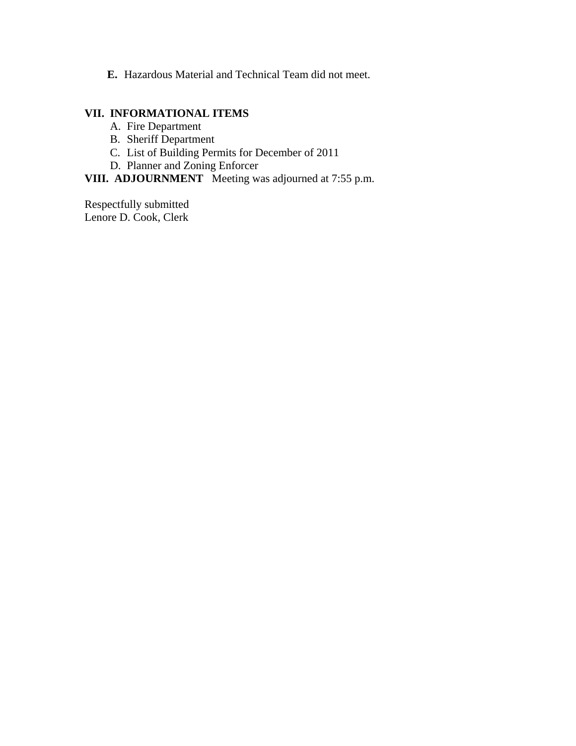**E.** Hazardous Material and Technical Team did not meet.

**VII. INFORMATIONAL ITEMS**

A. Fire Department
B. Sheriff Department
C. List of Building Permits for December of 2011
D. Planner and Zoning Enforcer

**VIII. ADJOURNMENT** Meeting was adjourned at 7:55 p.m.

Respectfully submitted
Lenore D. Cook, Clerk